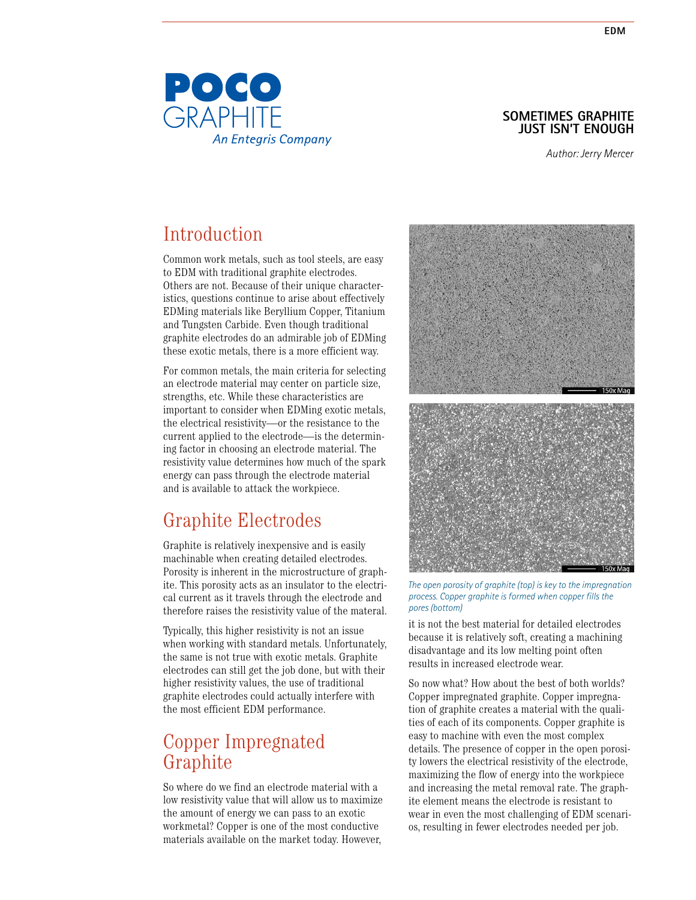POCO GRAPHITE

An Entegris Company

# SOMETIMES GRAPHITE JUST ISN'T ENOUGH

*Author: Jerry Mercer*

## Introduction

Common work metals, such as tool steels, are easy to EDM with traditional graphite electrodes. Others are not. Because of their unique characteristics, questions continue to arise about effectively EDMing materials like Beryllium Copper, Titanium and Tungsten Carbide. Even though traditional graphite electrodes do an admirable job of EDMing these exotic metals, there is a more efficient way.

For common metals, the main criteria for selecting an electrode material may center on particle size, strengths, etc. While these characteristics are important to consider when EDMing exotic metals, the electrical resistivity—or the resistance to the current applied to the electrode—is the determining factor in choosing an electrode material. The resistivity value determines how much of the spark energy can pass through the electrode material and is available to attack the workpiece.

## Graphite Electrodes

Graphite is relatively inexpensive and is easily machinable when creating detailed electrodes. Porosity is inherent in the microstructure of graphite. This porosity acts as an insulator to the electrical current as it travels through the electrode and therefore raises the resistivity value of the materal.

Typically, this higher resistivity is not an issue when working with standard metals. Unfortunately, the same is not true with exotic metals. Graphite electrodes can still get the job done, but with their higher resistivity values, the use of traditional graphite electrodes could actually interfere with the most efficient EDM performance.

## Copper Impregnated Graphite

So where do we find an electrode material with a low resistivity value that will allow us to maximize the amount of energy we can pass to an exotic workmetal? Copper is one of the most conductive materials available on the market today. However, it is not the best material for detailed electrodes because it is relatively soft, creating a machining disadvantage and its low melting point often results in increased electrode wear.

150x Mag

150x Mag

*The open porosity of graphite (top) is key to the impregnation process. Copper graphite is formed when copper fills the pores (bottom)*

So now what? How about the best of both worlds? Copper impregnated graphite. Copper impregnation of graphite creates a material with the qualities of each of its components. Copper graphite is easy to machine with even the most complex details. The presence of copper in the open porosity lowers the electrical resistivity of the electrode, maximizing the flow of energy into the workpiece and increasing the metal removal rate. The graphite element means the electrode is resistant to wear in even the most challenging of EDM scenarios, resulting in fewer electrodes needed per job.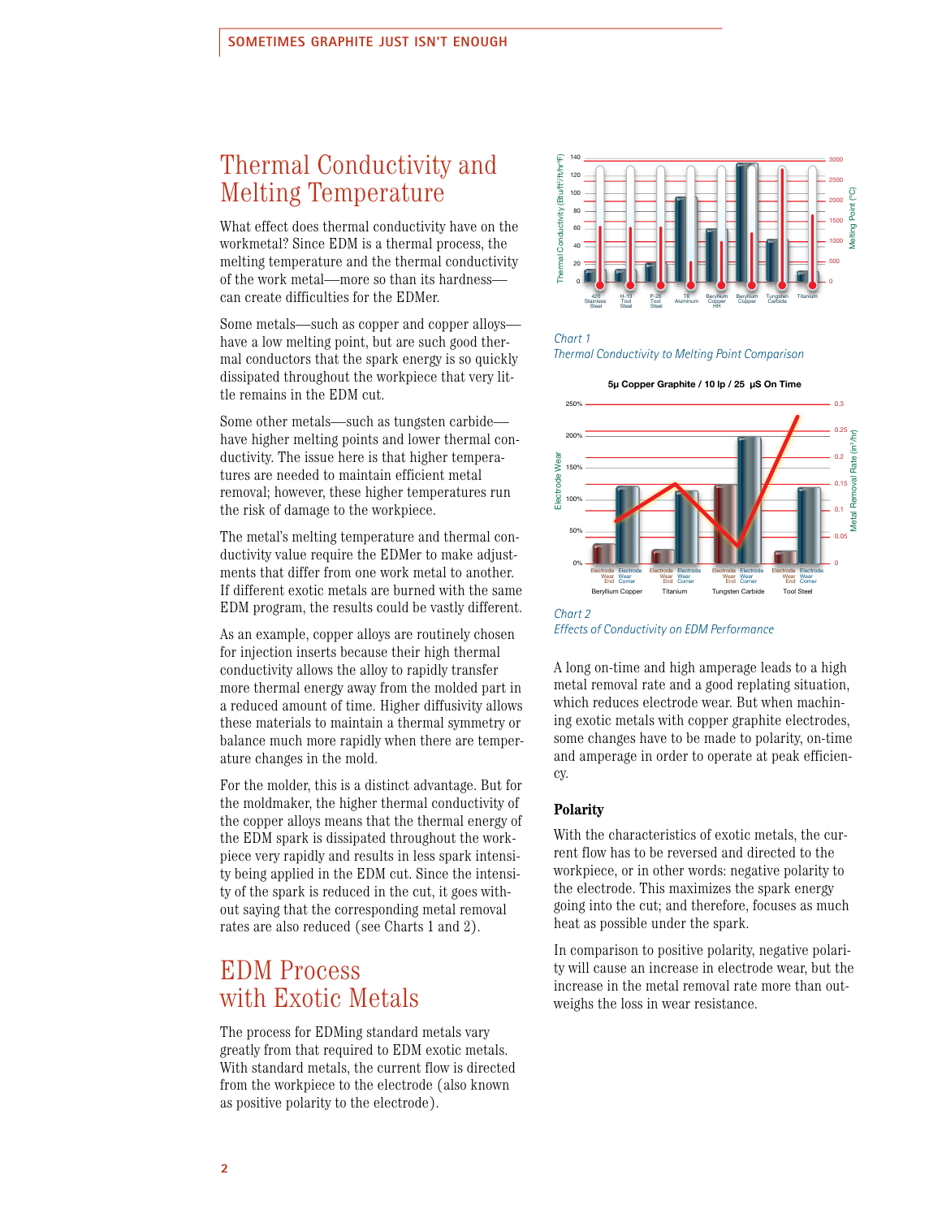## Thermal Conductivity and Melting Temperature

What effect does thermal conductivity have on the workmetal? Since EDM is a thermal process, the melting temperature and the thermal conductivity of the work metal—more so than its hardness—can create difficulties for the EDMer.

Some metals—such as copper and copper alloys—have a low melting point, but are such good thermal conductors that the spark energy is so quickly dissipated throughout the workpiece that very little remains in the EDM cut.

Some other metals—such as tungsten carbide—have higher melting points and lower thermal conductivity. The issue here is that higher temperatures are needed to maintain efficient metal removal; however, these higher temperatures run the risk of damage to the workpiece.

The metal's melting temperature and thermal conductivity value require the EDMer to make adjustments that differ from one work metal to another. If different exotic metals are burned with the same EDM program, the results could be vastly different.

As an example, copper alloys are routinely chosen for injection inserts because their high thermal conductivity allows the alloy to rapidly transfer more thermal energy away from the molded part in a reduced amount of time. Higher diffusivity allows these materials to maintain a thermal symmetry or balance much more rapidly when there are temperature changes in the mold.

For the molder, this is a distinct advantage. But for the moldmaker, the higher thermal conductivity of the copper alloys means that the thermal energy of the EDM spark is dissipated throughout the workpiece very rapidly and results in less spark intensity being applied in the EDM cut. Since the intensity of the spark is reduced in the cut, it goes without saying that the corresponding metal removal rates are also reduced (see Charts 1 and 2).

*Chart 1*
*Thermal Conductivity to Melting Point Comparison*

*Chart 2*
*Effects of Conductivity on EDM Performance*

## EDM Process with Exotic Metals

The process for EDMing standard metals vary greatly from that required to EDM exotic metals. With standard metals, the current flow is directed from the workpiece to the electrode (also known as positive polarity to the electrode).

A long on-time and high amperage leads to a high metal removal rate and a good replating situation, which reduces electrode wear. But when machining exotic metals with copper graphite electrodes, some changes have to be made to polarity, on-time and amperage in order to operate at peak efficiency.

### Polarity

With the characteristics of exotic metals, the current flow has to be reversed and directed to the workpiece, or in other words: negative polarity to the electrode. This maximizes the spark energy going into the cut; and therefore, focuses as much heat as possible under the spark.

In comparison to positive polarity, negative polarity will cause an increase in electrode wear, but the increase in the metal removal rate more than outweighs the loss in wear resistance.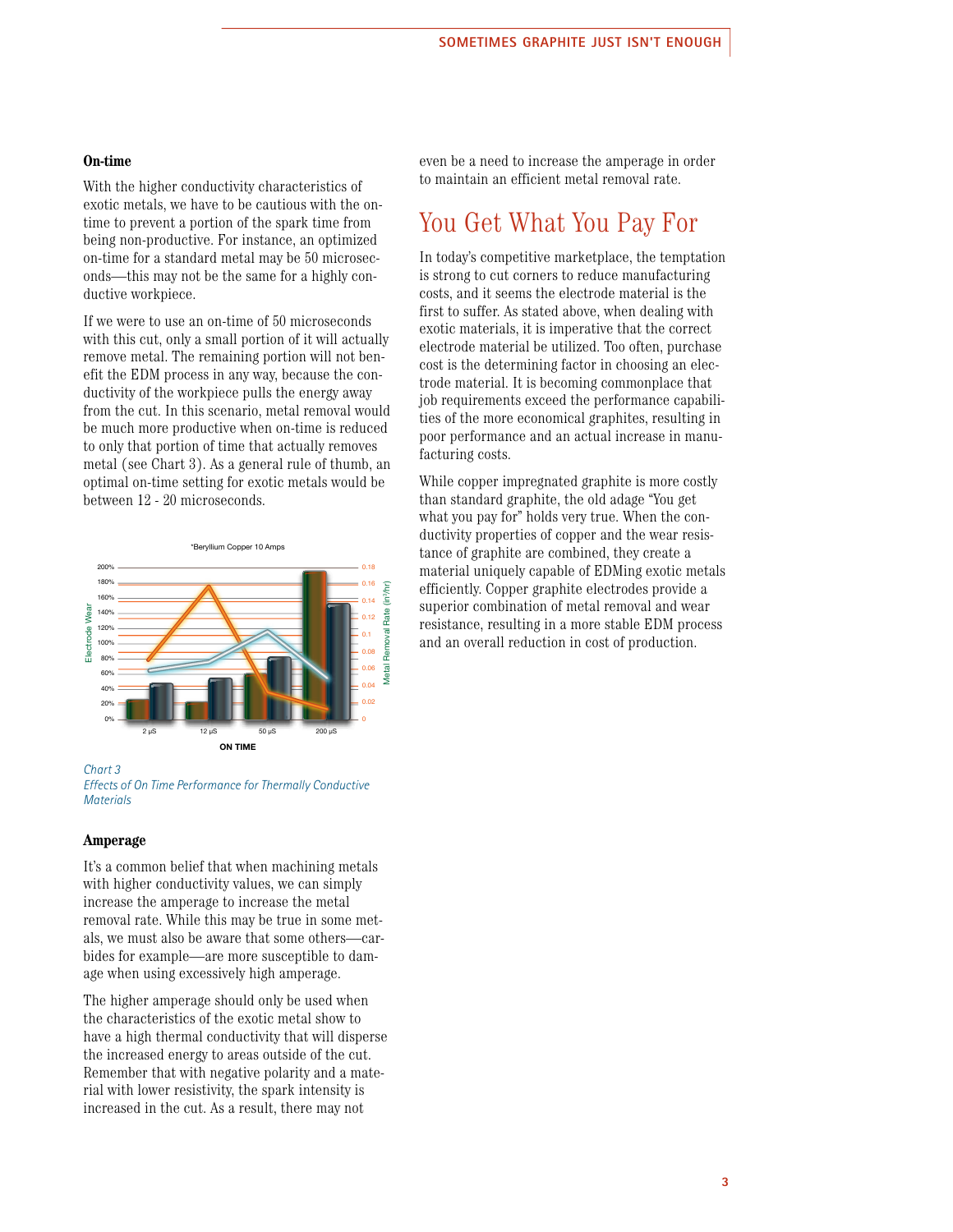### On-time

With the higher conductivity characteristics of exotic metals, we have to be cautious with the on-time to prevent a portion of the spark time from being non-productive. For instance, an optimized on-time for a standard metal may be 50 microseconds—this may not be the same for a highly conductive workpiece.

If we were to use an on-time of 50 microseconds with this cut, only a small portion of it will actually remove metal. The remaining portion will not benefit the EDM process in any way, because the conductivity of the workpiece pulls the energy away from the cut. In this scenario, metal removal would be much more productive when on-time is reduced to only that portion of time that actually removes metal (see Chart 3). As a general rule of thumb, an optimal on-time setting for exotic metals would be between 12 - 20 microseconds.

*Chart 3*
*Effects of On Time Performance for Thermally Conductive Materials*

### Amperage

It's a common belief that when machining metals with higher conductivity values, we can simply increase the amperage to increase the metal removal rate. While this may be true in some metals, we must also be aware that some others—carbides for example—are more susceptible to damage when using excessively high amperage.

The higher amperage should only be used when the characteristics of the exotic metal show to have a high thermal conductivity that will disperse the increased energy to areas outside of the cut. Remember that with negative polarity and a material with lower resistivity, the spark intensity is increased in the cut. As a result, there may not even be a need to increase the amperage in order to maintain an efficient metal removal rate.

## You Get What You Pay For

In today's competitive marketplace, the temptation is strong to cut corners to reduce manufacturing costs, and it seems the electrode material is the first to suffer. As stated above, when dealing with exotic materials, it is imperative that the correct electrode material be utilized. Too often, purchase cost is the determining factor in choosing an electrode material. It is becoming commonplace that job requirements exceed the performance capabilities of the more economical graphites, resulting in poor performance and an actual increase in manufacturing costs.

While copper impregnated graphite is more costly than standard graphite, the old adage "You get what you pay for" holds very true. When the conductivity properties of copper and the wear resistance of graphite are combined, they create a material uniquely capable of EDMing exotic metals efficiently. Copper graphite electrodes provide a superior combination of metal removal and wear resistance, resulting in a more stable EDM process and an overall reduction in cost of production.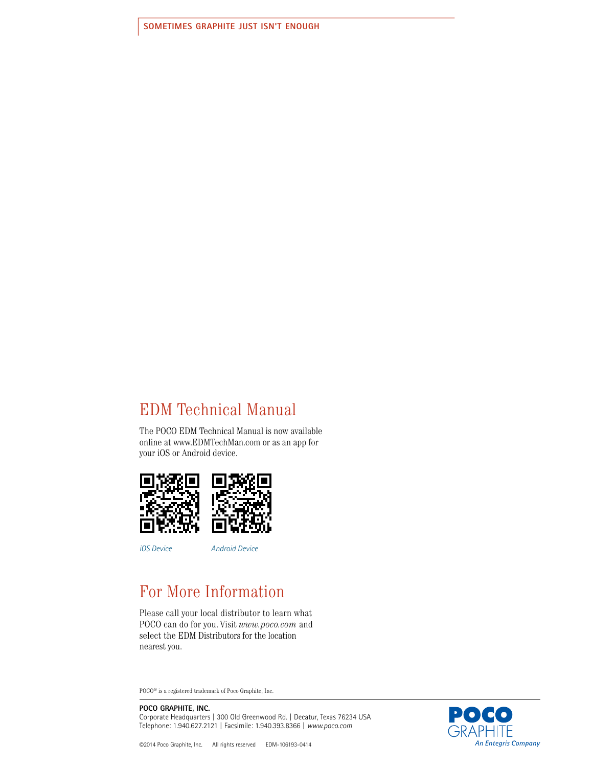## EDM Technical Manual

The POCO EDM Technical Manual is now available online at www.EDMTechMan.com or as an app for your iOS or Android device.

*iOS Device*

*Android Device*

## For More Information

Please call your local distributor to learn what POCO can do for you. Visit *www.poco.com* and select the EDM Distributors for the location nearest you.

POCO® is a registered trademark of Poco Graphite, Inc.

**POCO GRAPHITE, INC.**
Corporate Headquarters | 300 Old Greenwood Rd. | Decatur, Texas 76234 USA
Telephone: 1.940.627.2121 | Facsimile: 1.940.393.8366 | *www.poco.com*

POCO GRAPHITE
*An Entegris Company*

©2014 Poco Graphite, Inc. All rights reserved EDM-106193-0414